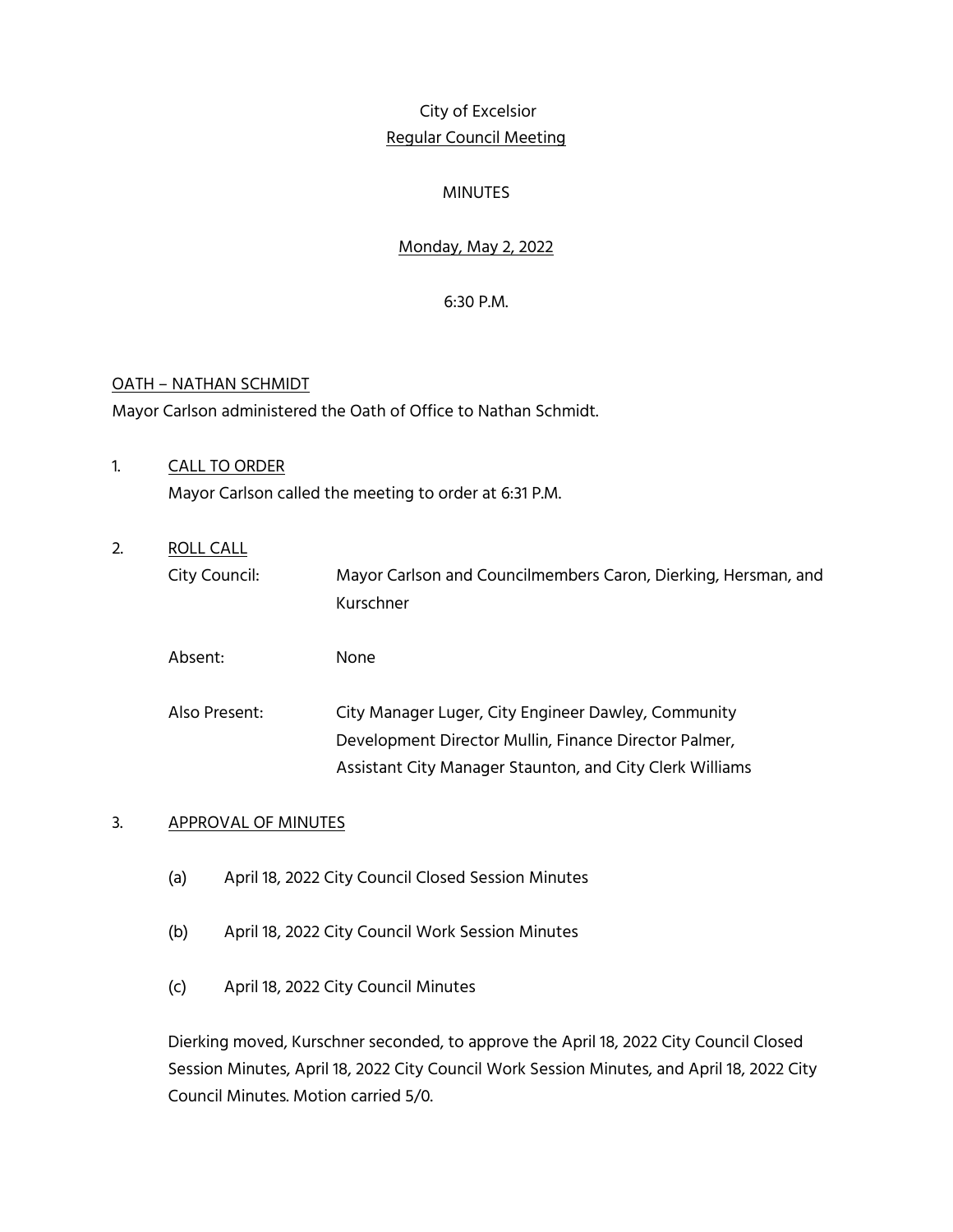# City of Excelsior

## Regular Council Meeting

## MINUTES

**Monday, May 2, 2022**

6:30 P.M.

### OATH – NATHAN SCHMIDT

Mayor Carlson administered the Oath of Office to Nathan Schmidt.

1. CALL TO ORDER

   Mayor Carlson called the meeting to order at 6:31 P.M.

2. ROLL CALL

   City Council: Mayor Carlson and Councilmembers Caron, Dierking, Hersman, and Kurschner

   Absent: None

   Also Present: City Manager Luger, City Engineer Dawley, Community Development Director Mullin, Finance Director Palmer, Assistant City Manager Staunton, and City Clerk Williams

3. APPROVAL OF MINUTES

   (a) April 18, 2022 City Council Closed Session Minutes

   (b) April 18, 2022 City Council Work Session Minutes

   (c) April 18, 2022 City Council Minutes

   Dierking moved, Kurschner seconded, to approve the April 18, 2022 City Council Closed Session Minutes, April 18, 2022 City Council Work Session Minutes, and April 18, 2022 City Council Minutes. Motion carried 5/0.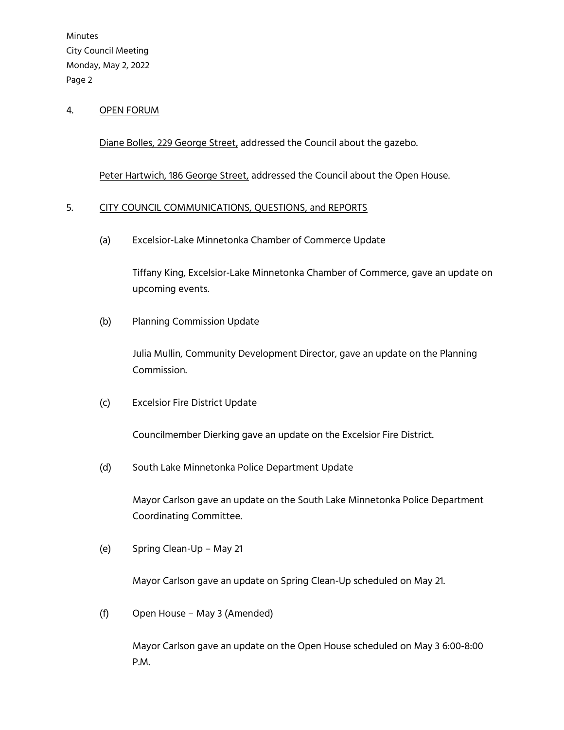4. OPEN FORUM

   Diane Bolles, 229 George Street, addressed the Council about the gazebo.

   Peter Hartwich, 186 George Street, addressed the Council about the Open House.

5. CITY COUNCIL COMMUNICATIONS, QUESTIONS, and REPORTS

   (a) Excelsior-Lake Minnetonka Chamber of Commerce Update

   Tiffany King, Excelsior-Lake Minnetonka Chamber of Commerce, gave an update on upcoming events.

   (b) Planning Commission Update

   Julia Mullin, Community Development Director, gave an update on the Planning Commission.

   (c) Excelsior Fire District Update

   Councilmember Dierking gave an update on the Excelsior Fire District.

   (d) South Lake Minnetonka Police Department Update

   Mayor Carlson gave an update on the South Lake Minnetonka Police Department Coordinating Committee.

   (e) Spring Clean-Up – May 21

   Mayor Carlson gave an update on Spring Clean-Up scheduled on May 21.

   (f) Open House – May 3 (Amended)

   Mayor Carlson gave an update on the Open House scheduled on May 3 6:00-8:00 P.M.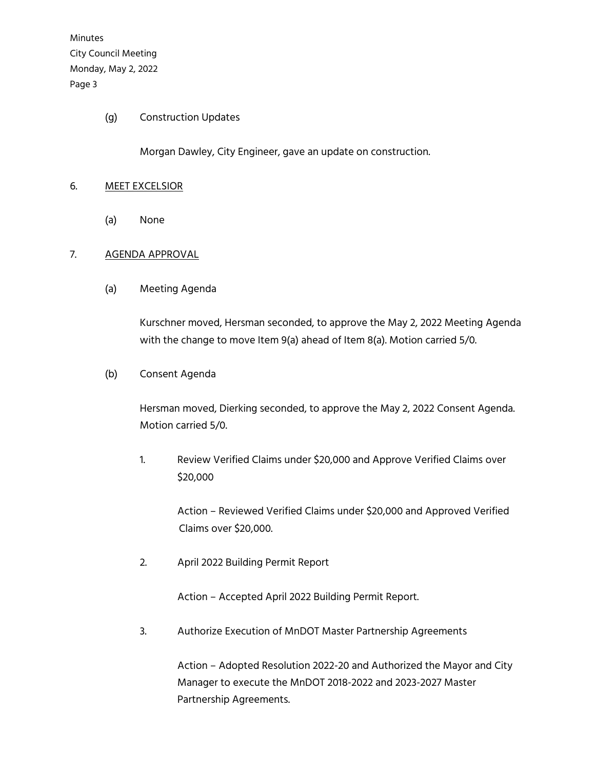(g) Construction Updates

Morgan Dawley, City Engineer, gave an update on construction.

6. MEET EXCELSIOR

(a) None

7. AGENDA APPROVAL

(a) Meeting Agenda

Kurschner moved, Hersman seconded, to approve the May 2, 2022 Meeting Agenda with the change to move Item 9(a) ahead of Item 8(a). Motion carried 5/0.

(b) Consent Agenda

Hersman moved, Dierking seconded, to approve the May 2, 2022 Consent Agenda. Motion carried 5/0.

1. Review Verified Claims under $20,000 and Approve Verified Claims over $20,000

   Action – Reviewed Verified Claims under $20,000 and Approved Verified Claims over $20,000.

2. April 2022 Building Permit Report

   Action – Accepted April 2022 Building Permit Report.

3. Authorize Execution of MnDOT Master Partnership Agreements

   Action – Adopted Resolution 2022-20 and Authorized the Mayor and City Manager to execute the MnDOT 2018-2022 and 2023-2027 Master Partnership Agreements.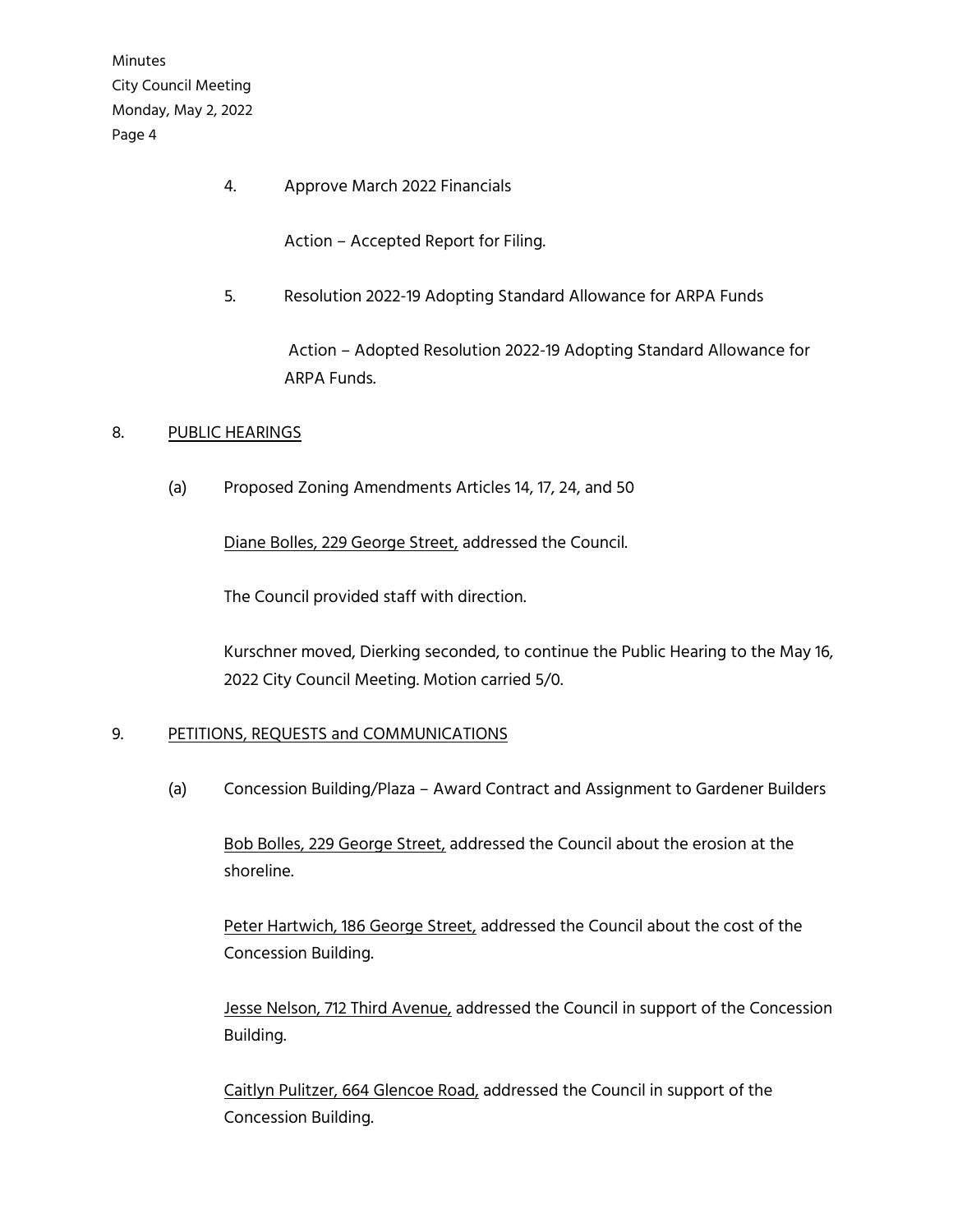4. Approve March 2022 Financials

   Action – Accepted Report for Filing.

5. Resolution 2022-19 Adopting Standard Allowance for ARPA Funds

   Action – Adopted Resolution 2022-19 Adopting Standard Allowance for ARPA Funds.

8. <u>PUBLIC HEARINGS</u>

   (a) Proposed Zoning Amendments Articles 14, 17, 24, and 50

   <u>Diane Bolles, 229 George Street,</u> addressed the Council.

   The Council provided staff with direction.

   Kurschner moved, Dierking seconded, to continue the Public Hearing to the May 16, 2022 City Council Meeting. Motion carried 5/0.

9. <u>PETITIONS, REQUESTS and COMMUNICATIONS</u>

   (a) Concession Building/Plaza – Award Contract and Assignment to Gardener Builders

   <u>Bob Bolles, 229 George Street,</u> addressed the Council about the erosion at the shoreline.

   <u>Peter Hartwich, 186 George Street,</u> addressed the Council about the cost of the Concession Building.

   <u>Jesse Nelson, 712 Third Avenue,</u> addressed the Council in support of the Concession Building.

   <u>Caitlyn Pulitzer, 664 Glencoe Road,</u> addressed the Council in support of the Concession Building.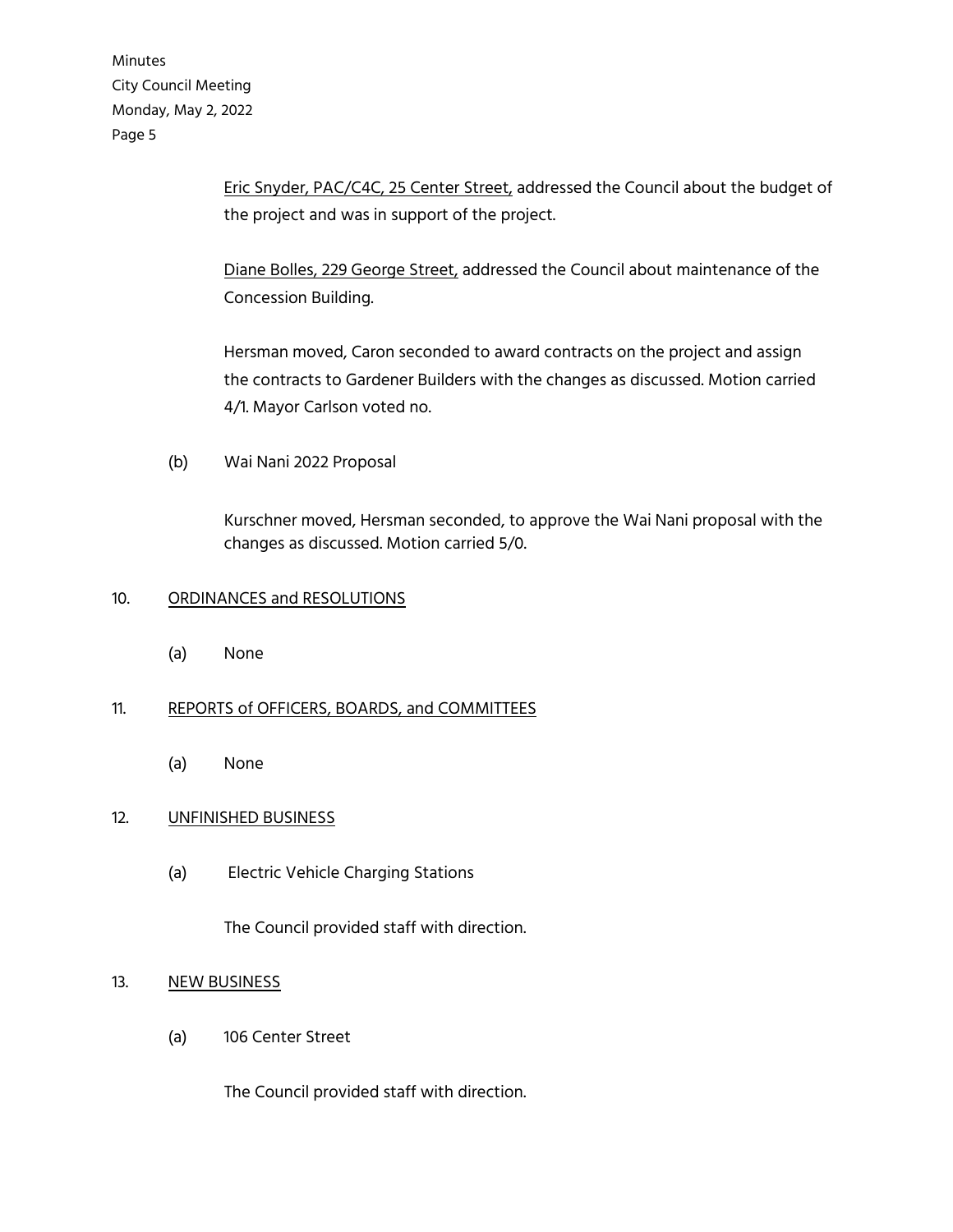Eric Snyder, PAC/C4C, 25 Center Street, addressed the Council about the budget of the project and was in support of the project.

Diane Bolles, 229 George Street, addressed the Council about maintenance of the Concession Building.

Hersman moved, Caron seconded to award contracts on the project and assign the contracts to Gardener Builders with the changes as discussed. Motion carried 4/1. Mayor Carlson voted no.

(b) Wai Nani 2022 Proposal

Kurschner moved, Hersman seconded, to approve the Wai Nani proposal with the changes as discussed. Motion carried 5/0.

10. ORDINANCES and RESOLUTIONS

(a) None

11. REPORTS of OFFICERS, BOARDS, and COMMITTEES

(a) None

12. UNFINISHED BUSINESS

(a) Electric Vehicle Charging Stations

The Council provided staff with direction.

13. NEW BUSINESS

(a) 106 Center Street

The Council provided staff with direction.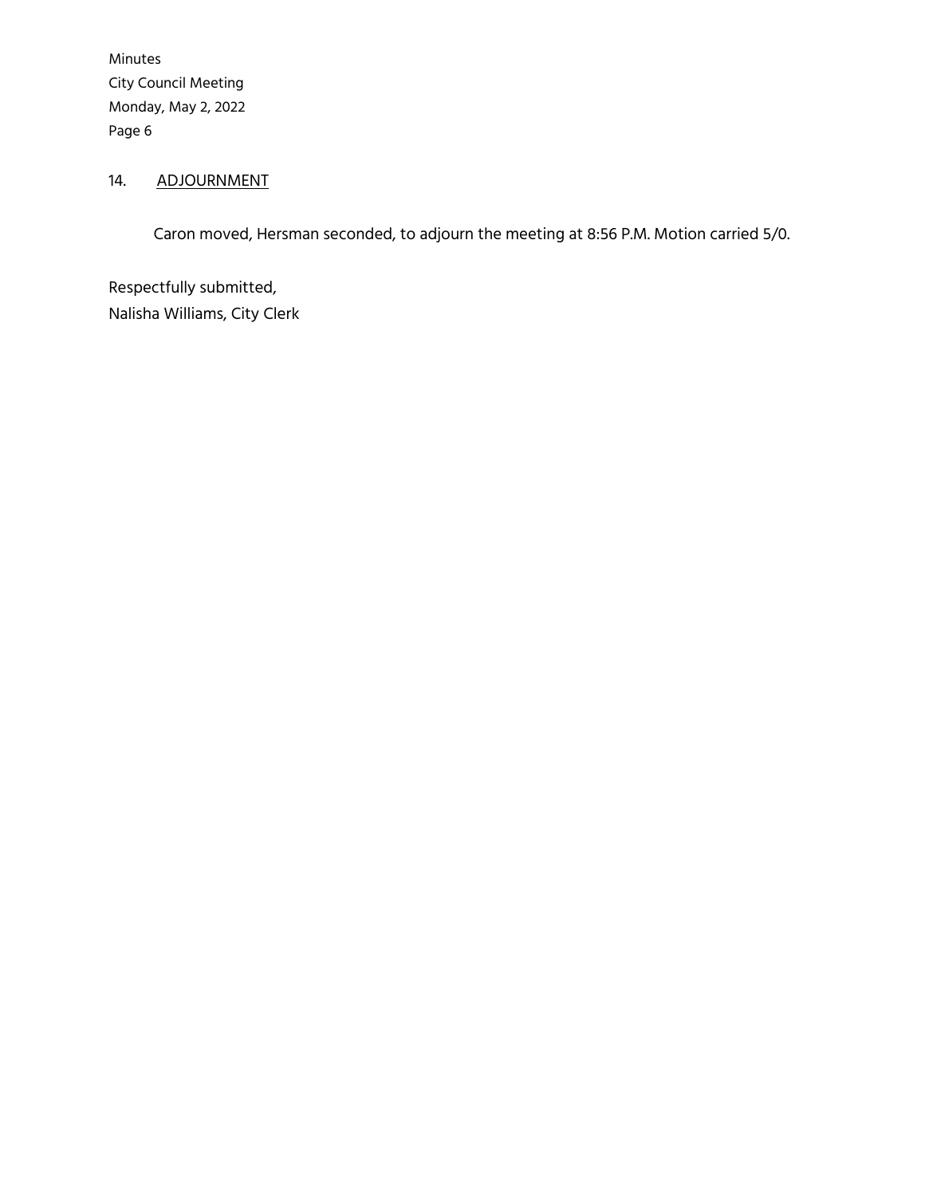## 14. ADJOURNMENT

Caron moved, Hersman seconded, to adjourn the meeting at 8:56 P.M. Motion carried 5/0.

Respectfully submitted,
Nalisha Williams, City Clerk